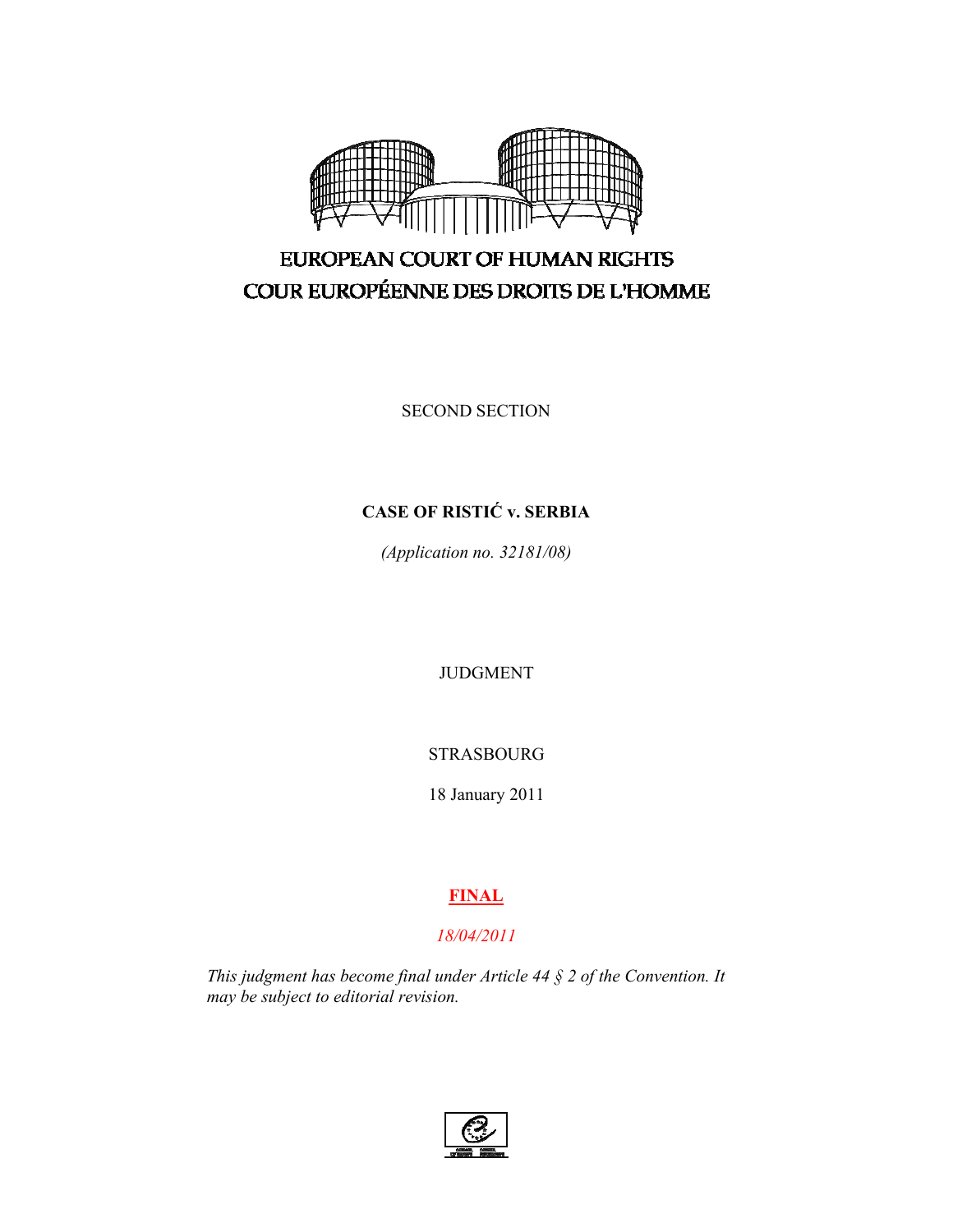EUROPEAN COURT OF HUMAN RIGHTS

COUR EUROPÉENNE DES DROITS DE L'HOMME

SECOND SECTION

**CASE OF RISTIĆ v. SERBIA**

*(Application no. 32181/08)*

JUDGMENT

STRASBOURG

18 January 2011

**FINAL**

*18/04/2011*

*This judgment has become final under Article 44 § 2 of the Convention. It may be subject to editorial revision.*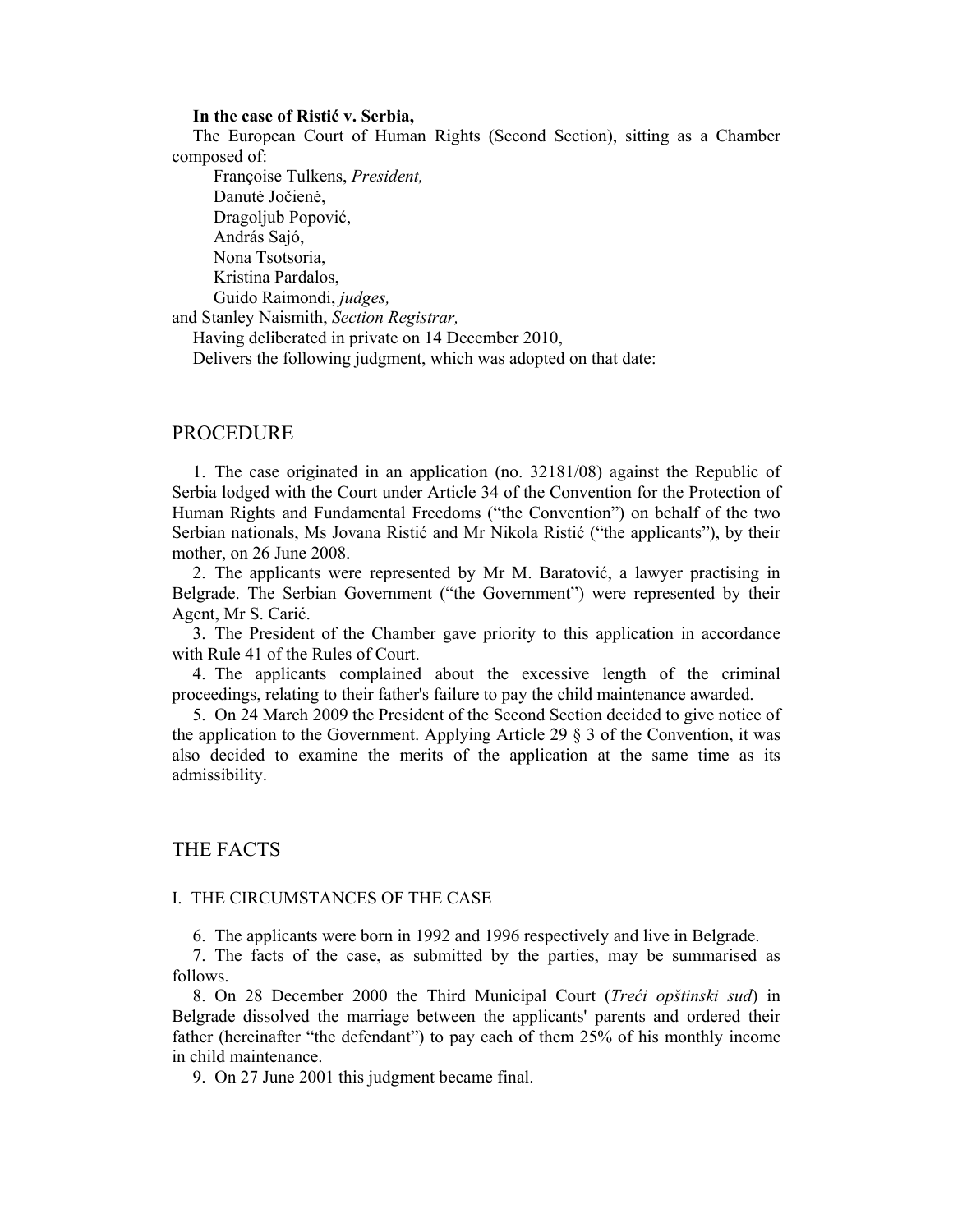**In the case of Ristić v. Serbia,**

The European Court of Human Rights (Second Section), sitting as a Chamber composed of:

Françoise Tulkens, *President,*
Danutė Jočienė,
Dragoljub Popović,
András Sajó,
Nona Tsotsoria,
Kristina Pardalos,
Guido Raimondi, *judges,*
and Stanley Naismith, *Section Registrar,*

Having deliberated in private on 14 December 2010,

Delivers the following judgment, which was adopted on that date:

## PROCEDURE

1. The case originated in an application (no. 32181/08) against the Republic of Serbia lodged with the Court under Article 34 of the Convention for the Protection of Human Rights and Fundamental Freedoms ("the Convention") on behalf of the two Serbian nationals, Ms Jovana Ristić and Mr Nikola Ristić ("the applicants"), by their mother, on 26 June 2008.

2. The applicants were represented by Mr M. Baratović, a lawyer practising in Belgrade. The Serbian Government ("the Government") were represented by their Agent, Mr S. Carić.

3. The President of the Chamber gave priority to this application in accordance with Rule 41 of the Rules of Court.

4. The applicants complained about the excessive length of the criminal proceedings, relating to their father's failure to pay the child maintenance awarded.

5. On 24 March 2009 the President of the Second Section decided to give notice of the application to the Government. Applying Article 29 § 3 of the Convention, it was also decided to examine the merits of the application at the same time as its admissibility.

## THE FACTS

### I. THE CIRCUMSTANCES OF THE CASE

6. The applicants were born in 1992 and 1996 respectively and live in Belgrade.

7. The facts of the case, as submitted by the parties, may be summarised as follows.

8. On 28 December 2000 the Third Municipal Court (*Treći opštinski sud*) in Belgrade dissolved the marriage between the applicants' parents and ordered their father (hereinafter "the defendant") to pay each of them 25% of his monthly income in child maintenance.

9. On 27 June 2001 this judgment became final.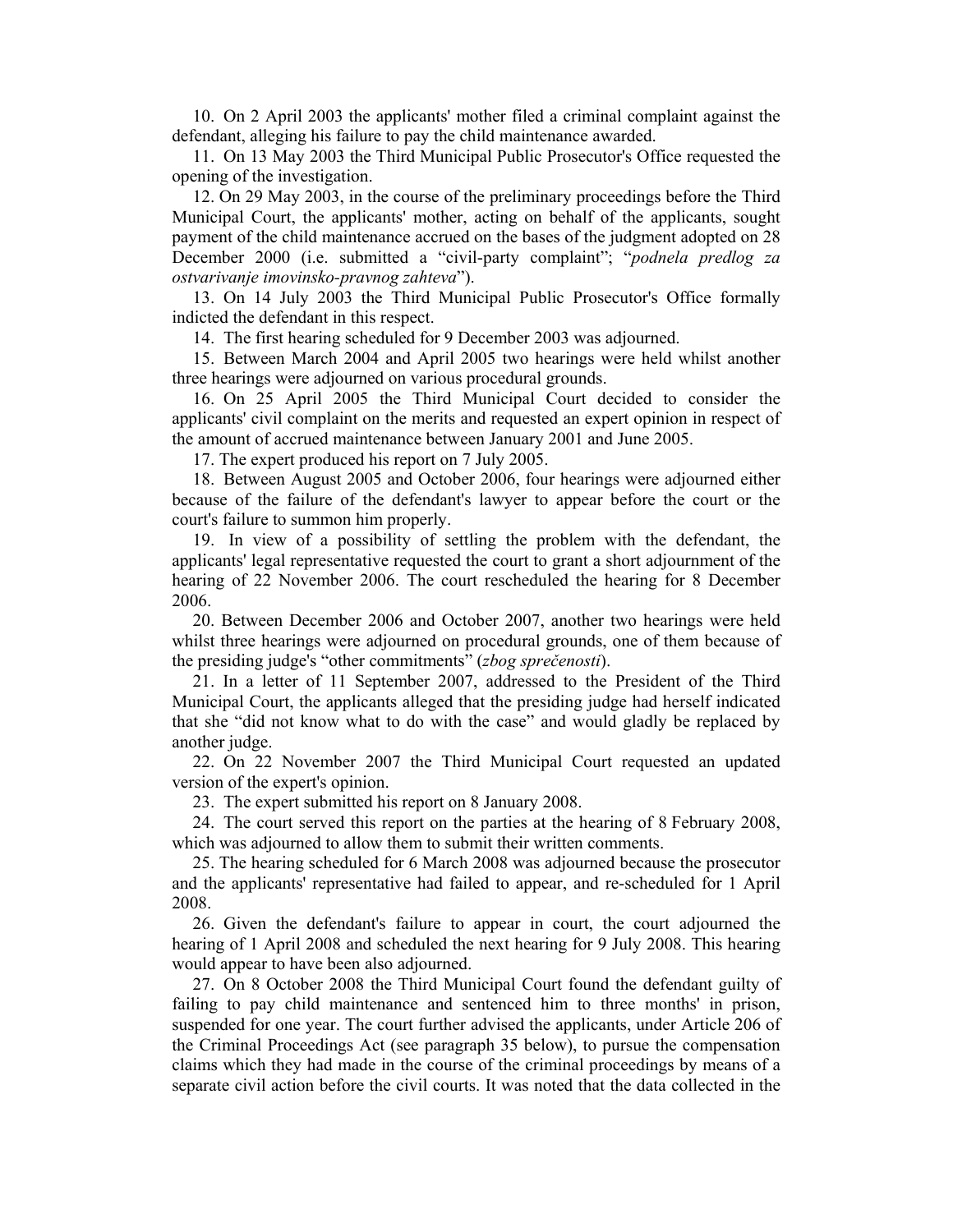10. On 2 April 2003 the applicants' mother filed a criminal complaint against the defendant, alleging his failure to pay the child maintenance awarded.

11. On 13 May 2003 the Third Municipal Public Prosecutor's Office requested the opening of the investigation.

12. On 29 May 2003, in the course of the preliminary proceedings before the Third Municipal Court, the applicants' mother, acting on behalf of the applicants, sought payment of the child maintenance accrued on the bases of the judgment adopted on 28 December 2000 (i.e. submitted a "civil-party complaint"; "*podnela predlog za ostvarivanje imovinsko-pravnog zahteva*").

13. On 14 July 2003 the Third Municipal Public Prosecutor's Office formally indicted the defendant in this respect.

14. The first hearing scheduled for 9 December 2003 was adjourned.

15. Between March 2004 and April 2005 two hearings were held whilst another three hearings were adjourned on various procedural grounds.

16. On 25 April 2005 the Third Municipal Court decided to consider the applicants' civil complaint on the merits and requested an expert opinion in respect of the amount of accrued maintenance between January 2001 and June 2005.

17. The expert produced his report on 7 July 2005.

18. Between August 2005 and October 2006, four hearings were adjourned either because of the failure of the defendant's lawyer to appear before the court or the court's failure to summon him properly.

19. In view of a possibility of settling the problem with the defendant, the applicants' legal representative requested the court to grant a short adjournment of the hearing of 22 November 2006. The court rescheduled the hearing for 8 December 2006.

20. Between December 2006 and October 2007, another two hearings were held whilst three hearings were adjourned on procedural grounds, one of them because of the presiding judge's "other commitments" (*zbog sprečenosti*).

21. In a letter of 11 September 2007, addressed to the President of the Third Municipal Court, the applicants alleged that the presiding judge had herself indicated that she "did not know what to do with the case" and would gladly be replaced by another judge.

22. On 22 November 2007 the Third Municipal Court requested an updated version of the expert's opinion.

23. The expert submitted his report on 8 January 2008.

24. The court served this report on the parties at the hearing of 8 February 2008, which was adjourned to allow them to submit their written comments.

25. The hearing scheduled for 6 March 2008 was adjourned because the prosecutor and the applicants' representative had failed to appear, and re-scheduled for 1 April 2008.

26. Given the defendant's failure to appear in court, the court adjourned the hearing of 1 April 2008 and scheduled the next hearing for 9 July 2008. This hearing would appear to have been also adjourned.

27. On 8 October 2008 the Third Municipal Court found the defendant guilty of failing to pay child maintenance and sentenced him to three months' in prison, suspended for one year. The court further advised the applicants, under Article 206 of the Criminal Proceedings Act (see paragraph 35 below), to pursue the compensation claims which they had made in the course of the criminal proceedings by means of a separate civil action before the civil courts. It was noted that the data collected in the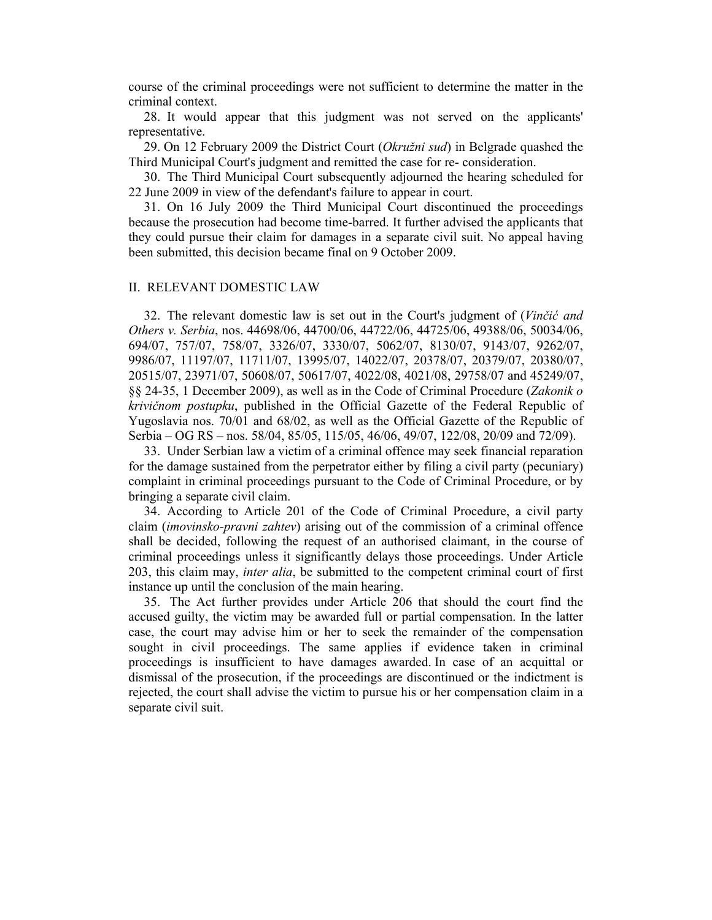course of the criminal proceedings were not sufficient to determine the matter in the criminal context.

28. It would appear that this judgment was not served on the applicants' representative.

29. On 12 February 2009 the District Court (*Okružni sud*) in Belgrade quashed the Third Municipal Court's judgment and remitted the case for re- consideration.

30. The Third Municipal Court subsequently adjourned the hearing scheduled for 22 June 2009 in view of the defendant's failure to appear in court.

31. On 16 July 2009 the Third Municipal Court discontinued the proceedings because the prosecution had become time-barred. It further advised the applicants that they could pursue their claim for damages in a separate civil suit. No appeal having been submitted, this decision became final on 9 October 2009.

## II. RELEVANT DOMESTIC LAW

32. The relevant domestic law is set out in the Court's judgment of (*Vinčić and Others v. Serbia*, nos. 44698/06, 44700/06, 44722/06, 44725/06, 49388/06, 50034/06, 694/07, 757/07, 758/07, 3326/07, 3330/07, 5062/07, 8130/07, 9143/07, 9262/07, 9986/07, 11197/07, 11711/07, 13995/07, 14022/07, 20378/07, 20379/07, 20380/07, 20515/07, 23971/07, 50608/07, 50617/07, 4022/08, 4021/08, 29758/07 and 45249/07, §§ 24-35, 1 December 2009), as well as in the Code of Criminal Procedure (*Zakonik o krivičnom postupku*, published in the Official Gazette of the Federal Republic of Yugoslavia nos. 70/01 and 68/02, as well as the Official Gazette of the Republic of Serbia – OG RS – nos. 58/04, 85/05, 115/05, 46/06, 49/07, 122/08, 20/09 and 72/09).

33. Under Serbian law a victim of a criminal offence may seek financial reparation for the damage sustained from the perpetrator either by filing a civil party (pecuniary) complaint in criminal proceedings pursuant to the Code of Criminal Procedure, or by bringing a separate civil claim.

34. According to Article 201 of the Code of Criminal Procedure, a civil party claim (*imovinsko-pravni zahtev*) arising out of the commission of a criminal offence shall be decided, following the request of an authorised claimant, in the course of criminal proceedings unless it significantly delays those proceedings. Under Article 203, this claim may, *inter alia*, be submitted to the competent criminal court of first instance up until the conclusion of the main hearing.

35. The Act further provides under Article 206 that should the court find the accused guilty, the victim may be awarded full or partial compensation. In the latter case, the court may advise him or her to seek the remainder of the compensation sought in civil proceedings. The same applies if evidence taken in criminal proceedings is insufficient to have damages awarded. In case of an acquittal or dismissal of the prosecution, if the proceedings are discontinued or the indictment is rejected, the court shall advise the victim to pursue his or her compensation claim in a separate civil suit.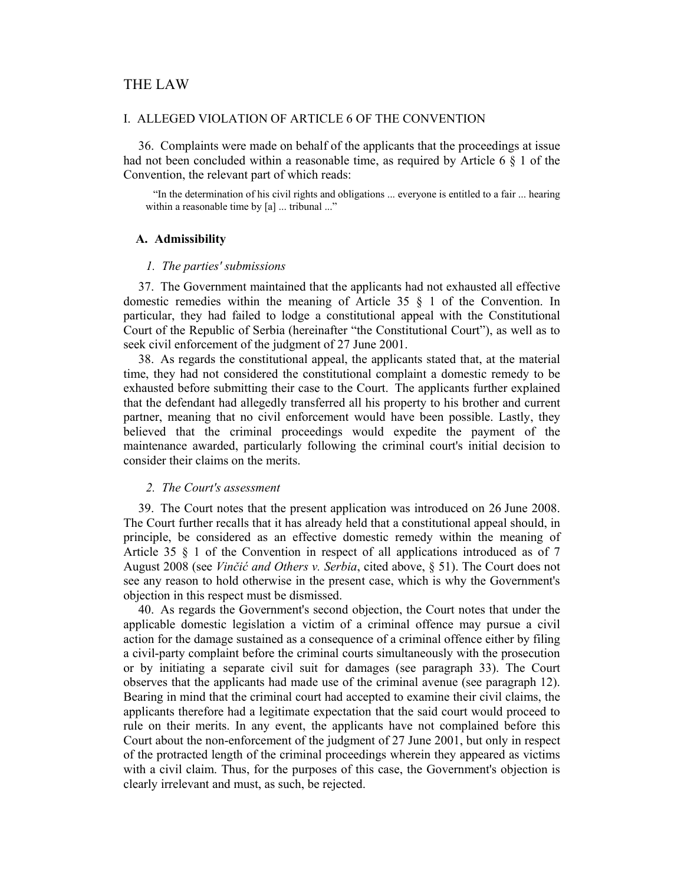# THE LAW

## I. ALLEGED VIOLATION OF ARTICLE 6 OF THE CONVENTION

36. Complaints were made on behalf of the applicants that the proceedings at issue had not been concluded within a reasonable time, as required by Article 6 § 1 of the Convention, the relevant part of which reads:

> "In the determination of his civil rights and obligations ... everyone is entitled to a fair ... hearing within a reasonable time by [a] ... tribunal ..."

### A. Admissibility

#### *1. The parties' submissions*

37. The Government maintained that the applicants had not exhausted all effective domestic remedies within the meaning of Article 35 § 1 of the Convention. In particular, they had failed to lodge a constitutional appeal with the Constitutional Court of the Republic of Serbia (hereinafter "the Constitutional Court"), as well as to seek civil enforcement of the judgment of 27 June 2001.

38. As regards the constitutional appeal, the applicants stated that, at the material time, they had not considered the constitutional complaint a domestic remedy to be exhausted before submitting their case to the Court. The applicants further explained that the defendant had allegedly transferred all his property to his brother and current partner, meaning that no civil enforcement would have been possible. Lastly, they believed that the criminal proceedings would expedite the payment of the maintenance awarded, particularly following the criminal court's initial decision to consider their claims on the merits.

#### *2. The Court's assessment*

39. The Court notes that the present application was introduced on 26 June 2008. The Court further recalls that it has already held that a constitutional appeal should, in principle, be considered as an effective domestic remedy within the meaning of Article 35 § 1 of the Convention in respect of all applications introduced as of 7 August 2008 (see *Vinčić and Others v. Serbia*, cited above, § 51). The Court does not see any reason to hold otherwise in the present case, which is why the Government's objection in this respect must be dismissed.

40. As regards the Government's second objection, the Court notes that under the applicable domestic legislation a victim of a criminal offence may pursue a civil action for the damage sustained as a consequence of a criminal offence either by filing a civil-party complaint before the criminal courts simultaneously with the prosecution or by initiating a separate civil suit for damages (see paragraph 33). The Court observes that the applicants had made use of the criminal avenue (see paragraph 12). Bearing in mind that the criminal court had accepted to examine their civil claims, the applicants therefore had a legitimate expectation that the said court would proceed to rule on their merits. In any event, the applicants have not complained before this Court about the non-enforcement of the judgment of 27 June 2001, but only in respect of the protracted length of the criminal proceedings wherein they appeared as victims with a civil claim. Thus, for the purposes of this case, the Government's objection is clearly irrelevant and must, as such, be rejected.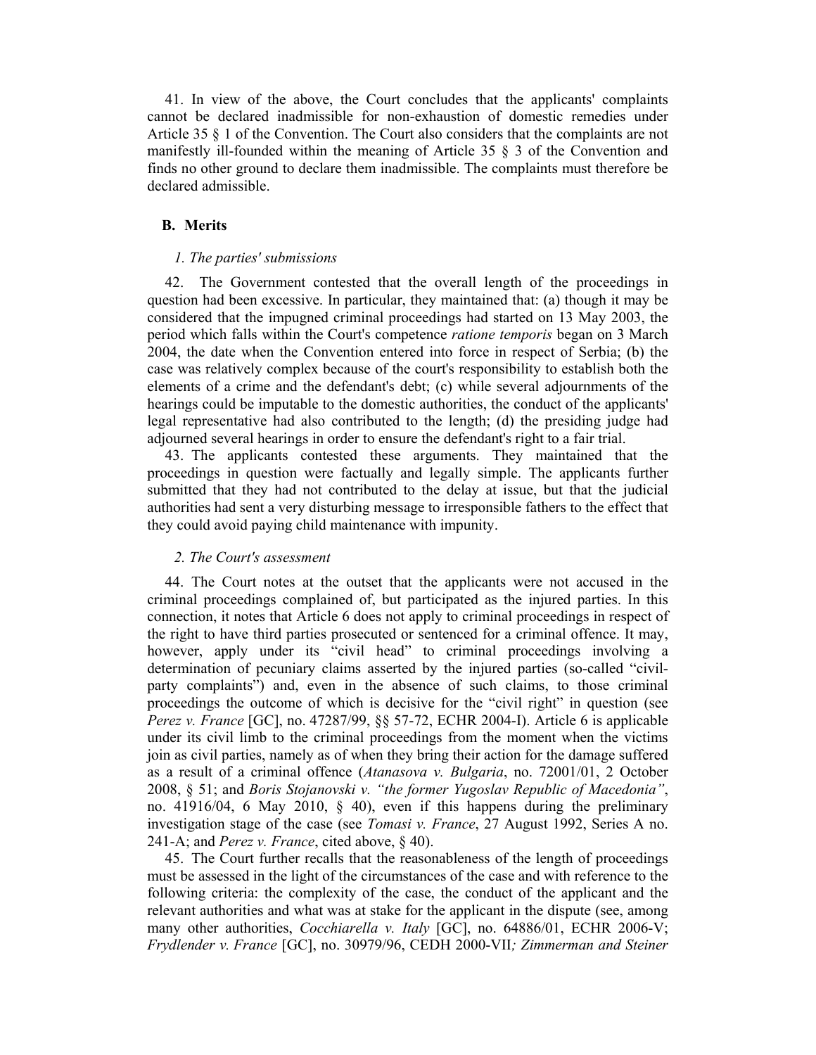41. In view of the above, the Court concludes that the applicants' complaints cannot be declared inadmissible for non-exhaustion of domestic remedies under Article 35 § 1 of the Convention. The Court also considers that the complaints are not manifestly ill-founded within the meaning of Article 35 § 3 of the Convention and finds no other ground to declare them inadmissible. The complaints must therefore be declared admissible.

### B. Merits

#### *1. The parties' submissions*

42. The Government contested that the overall length of the proceedings in question had been excessive. In particular, they maintained that: (a) though it may be considered that the impugned criminal proceedings had started on 13 May 2003, the period which falls within the Court's competence *ratione temporis* began on 3 March 2004, the date when the Convention entered into force in respect of Serbia; (b) the case was relatively complex because of the court's responsibility to establish both the elements of a crime and the defendant's debt; (c) while several adjournments of the hearings could be imputable to the domestic authorities, the conduct of the applicants' legal representative had also contributed to the length; (d) the presiding judge had adjourned several hearings in order to ensure the defendant's right to a fair trial.

43. The applicants contested these arguments. They maintained that the proceedings in question were factually and legally simple. The applicants further submitted that they had not contributed to the delay at issue, but that the judicial authorities had sent a very disturbing message to irresponsible fathers to the effect that they could avoid paying child maintenance with impunity.

#### *2. The Court's assessment*

44. The Court notes at the outset that the applicants were not accused in the criminal proceedings complained of, but participated as the injured parties. In this connection, it notes that Article 6 does not apply to criminal proceedings in respect of the right to have third parties prosecuted or sentenced for a criminal offence. It may, however, apply under its "civil head" to criminal proceedings involving a determination of pecuniary claims asserted by the injured parties (so-called "civil-party complaints") and, even in the absence of such claims, to those criminal proceedings the outcome of which is decisive for the "civil right" in question (see *Perez v. France* [GC], no. 47287/99, §§ 57-72, ECHR 2004-I). Article 6 is applicable under its civil limb to the criminal proceedings from the moment when the victims join as civil parties, namely as of when they bring their action for the damage suffered as a result of a criminal offence (*Atanasova v. Bulgaria*, no. 72001/01, 2 October 2008, § 51; and *Boris Stojanovski v. "the former Yugoslav Republic of Macedonia"*, no. 41916/04, 6 May 2010, § 40), even if this happens during the preliminary investigation stage of the case (see *Tomasi v. France*, 27 August 1992, Series A no. 241-A; and *Perez v. France*, cited above, § 40).

45. The Court further recalls that the reasonableness of the length of proceedings must be assessed in the light of the circumstances of the case and with reference to the following criteria: the complexity of the case, the conduct of the applicant and the relevant authorities and what was at stake for the applicant in the dispute (see, among many other authorities, *Cocchiarella v. Italy* [GC], no. 64886/01, ECHR 2006-V; *Frydlender v. France* [GC], no. 30979/96, CEDH 2000-VII*; Zimmerman and Steiner*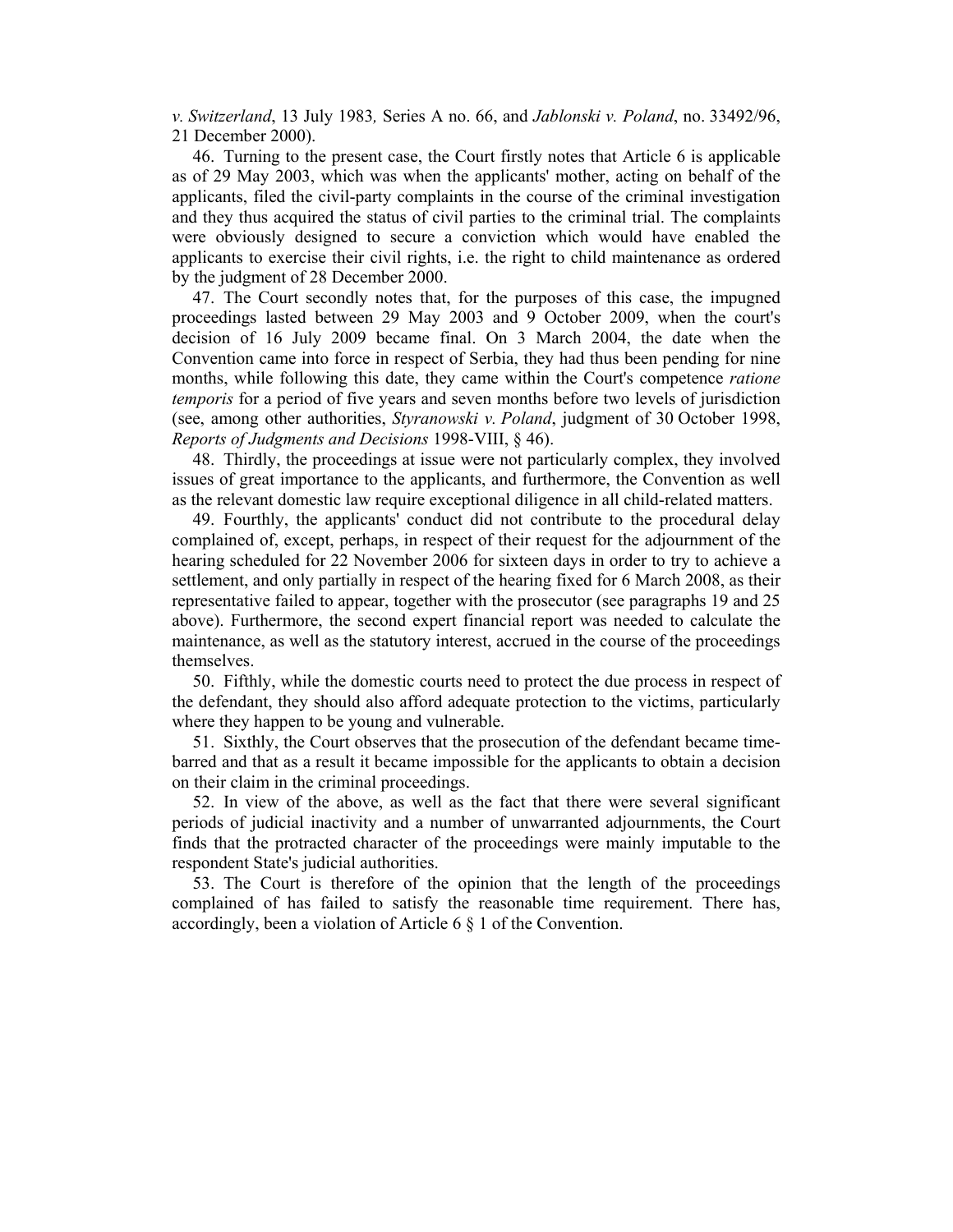*v. Switzerland*, 13 July 1983*,* Series A no. 66, and *Jablonski v. Poland*, no. 33492/96, 21 December 2000).

46. Turning to the present case, the Court firstly notes that Article 6 is applicable as of 29 May 2003, which was when the applicants' mother, acting on behalf of the applicants, filed the civil-party complaints in the course of the criminal investigation and they thus acquired the status of civil parties to the criminal trial. The complaints were obviously designed to secure a conviction which would have enabled the applicants to exercise their civil rights, i.e. the right to child maintenance as ordered by the judgment of 28 December 2000.

47. The Court secondly notes that, for the purposes of this case, the impugned proceedings lasted between 29 May 2003 and 9 October 2009, when the court's decision of 16 July 2009 became final. On 3 March 2004, the date when the Convention came into force in respect of Serbia, they had thus been pending for nine months, while following this date, they came within the Court's competence *ratione temporis* for a period of five years and seven months before two levels of jurisdiction (see, among other authorities, *Styranowski v. Poland*, judgment of 30 October 1998, *Reports of Judgments and Decisions* 1998-VIII, § 46).

48. Thirdly, the proceedings at issue were not particularly complex, they involved issues of great importance to the applicants, and furthermore, the Convention as well as the relevant domestic law require exceptional diligence in all child-related matters.

49. Fourthly, the applicants' conduct did not contribute to the procedural delay complained of, except, perhaps, in respect of their request for the adjournment of the hearing scheduled for 22 November 2006 for sixteen days in order to try to achieve a settlement, and only partially in respect of the hearing fixed for 6 March 2008, as their representative failed to appear, together with the prosecutor (see paragraphs 19 and 25 above). Furthermore, the second expert financial report was needed to calculate the maintenance, as well as the statutory interest, accrued in the course of the proceedings themselves.

50. Fifthly, while the domestic courts need to protect the due process in respect of the defendant, they should also afford adequate protection to the victims, particularly where they happen to be young and vulnerable.

51. Sixthly, the Court observes that the prosecution of the defendant became time-barred and that as a result it became impossible for the applicants to obtain a decision on their claim in the criminal proceedings.

52. In view of the above, as well as the fact that there were several significant periods of judicial inactivity and a number of unwarranted adjournments, the Court finds that the protracted character of the proceedings were mainly imputable to the respondent State's judicial authorities.

53. The Court is therefore of the opinion that the length of the proceedings complained of has failed to satisfy the reasonable time requirement. There has, accordingly, been a violation of Article 6 § 1 of the Convention.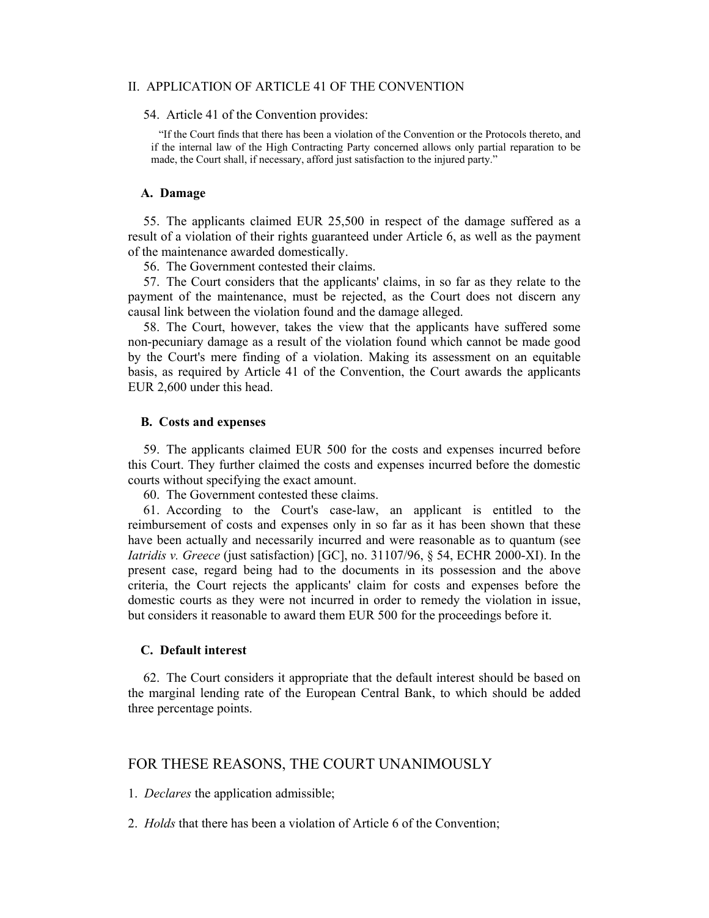## II. APPLICATION OF ARTICLE 41 OF THE CONVENTION

54. Article 41 of the Convention provides:

> "If the Court finds that there has been a violation of the Convention or the Protocols thereto, and if the internal law of the High Contracting Party concerned allows only partial reparation to be made, the Court shall, if necessary, afford just satisfaction to the injured party."

### A. Damage

55. The applicants claimed EUR 25,500 in respect of the damage suffered as a result of a violation of their rights guaranteed under Article 6, as well as the payment of the maintenance awarded domestically.

56. The Government contested their claims.

57. The Court considers that the applicants' claims, in so far as they relate to the payment of the maintenance, must be rejected, as the Court does not discern any causal link between the violation found and the damage alleged.

58. The Court, however, takes the view that the applicants have suffered some non-pecuniary damage as a result of the violation found which cannot be made good by the Court's mere finding of a violation. Making its assessment on an equitable basis, as required by Article 41 of the Convention, the Court awards the applicants EUR 2,600 under this head.

### B. Costs and expenses

59. The applicants claimed EUR 500 for the costs and expenses incurred before this Court. They further claimed the costs and expenses incurred before the domestic courts without specifying the exact amount.

60. The Government contested these claims.

61. According to the Court's case-law, an applicant is entitled to the reimbursement of costs and expenses only in so far as it has been shown that these have been actually and necessarily incurred and were reasonable as to quantum (see *Iatridis v. Greece* (just satisfaction) [GC], no. 31107/96, § 54, ECHR 2000-XI). In the present case, regard being had to the documents in its possession and the above criteria, the Court rejects the applicants' claim for costs and expenses before the domestic courts as they were not incurred in order to remedy the violation in issue, but considers it reasonable to award them EUR 500 for the proceedings before it.

### C. Default interest

62. The Court considers it appropriate that the default interest should be based on the marginal lending rate of the European Central Bank, to which should be added three percentage points.

## FOR THESE REASONS, THE COURT UNANIMOUSLY

1. *Declares* the application admissible;

2. *Holds* that there has been a violation of Article 6 of the Convention;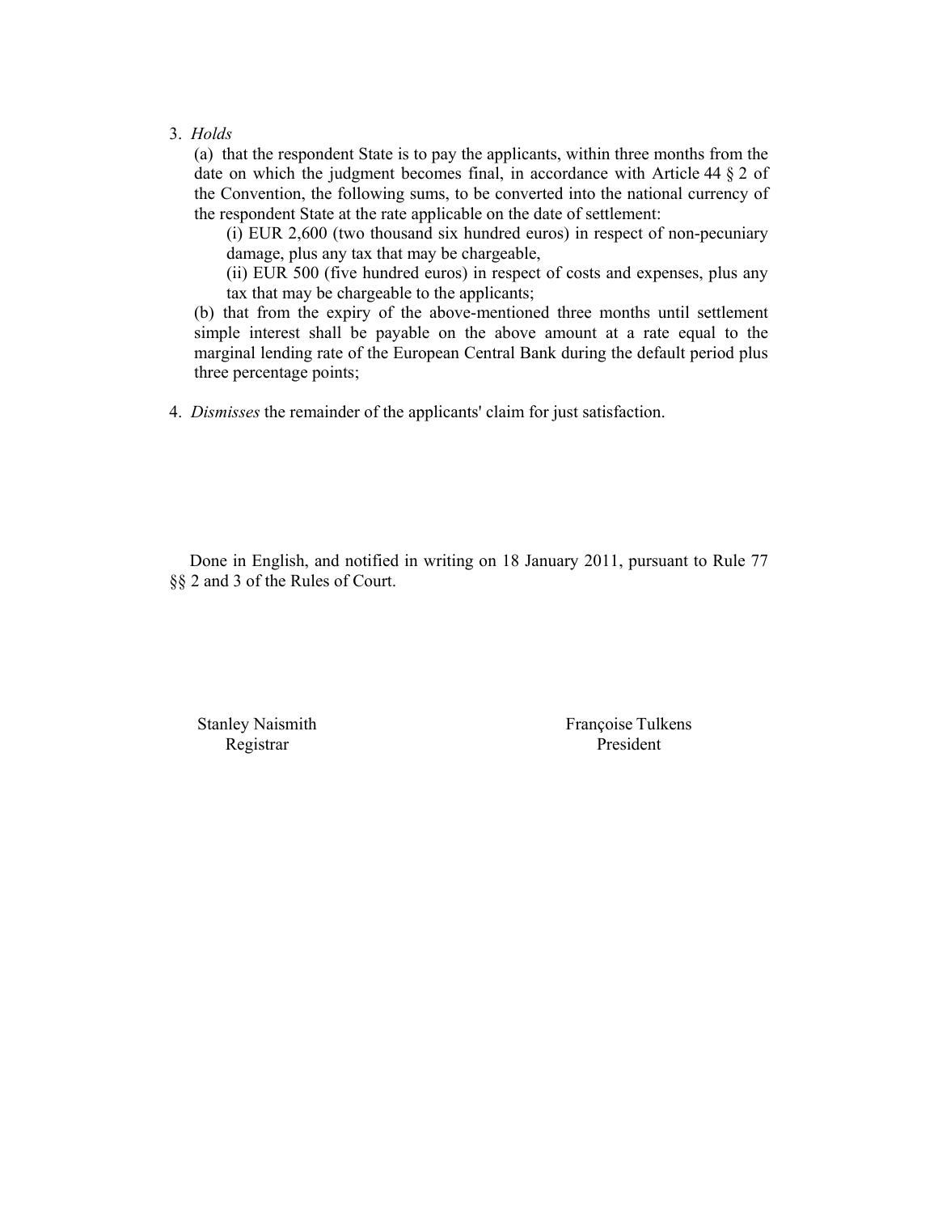3. *Holds*

(a) that the respondent State is to pay the applicants, within three months from the date on which the judgment becomes final, in accordance with Article 44 § 2 of the Convention, the following sums, to be converted into the national currency of the respondent State at the rate applicable on the date of settlement:

(i) EUR 2,600 (two thousand six hundred euros) in respect of non-pecuniary damage, plus any tax that may be chargeable,

(ii) EUR 500 (five hundred euros) in respect of costs and expenses, plus any tax that may be chargeable to the applicants;

(b) that from the expiry of the above-mentioned three months until settlement simple interest shall be payable on the above amount at a rate equal to the marginal lending rate of the European Central Bank during the default period plus three percentage points;

4. *Dismisses* the remainder of the applicants' claim for just satisfaction.

Done in English, and notified in writing on 18 January 2011, pursuant to Rule 77 §§ 2 and 3 of the Rules of Court.

Stanley Naismith
Registrar

Françoise Tulkens
President